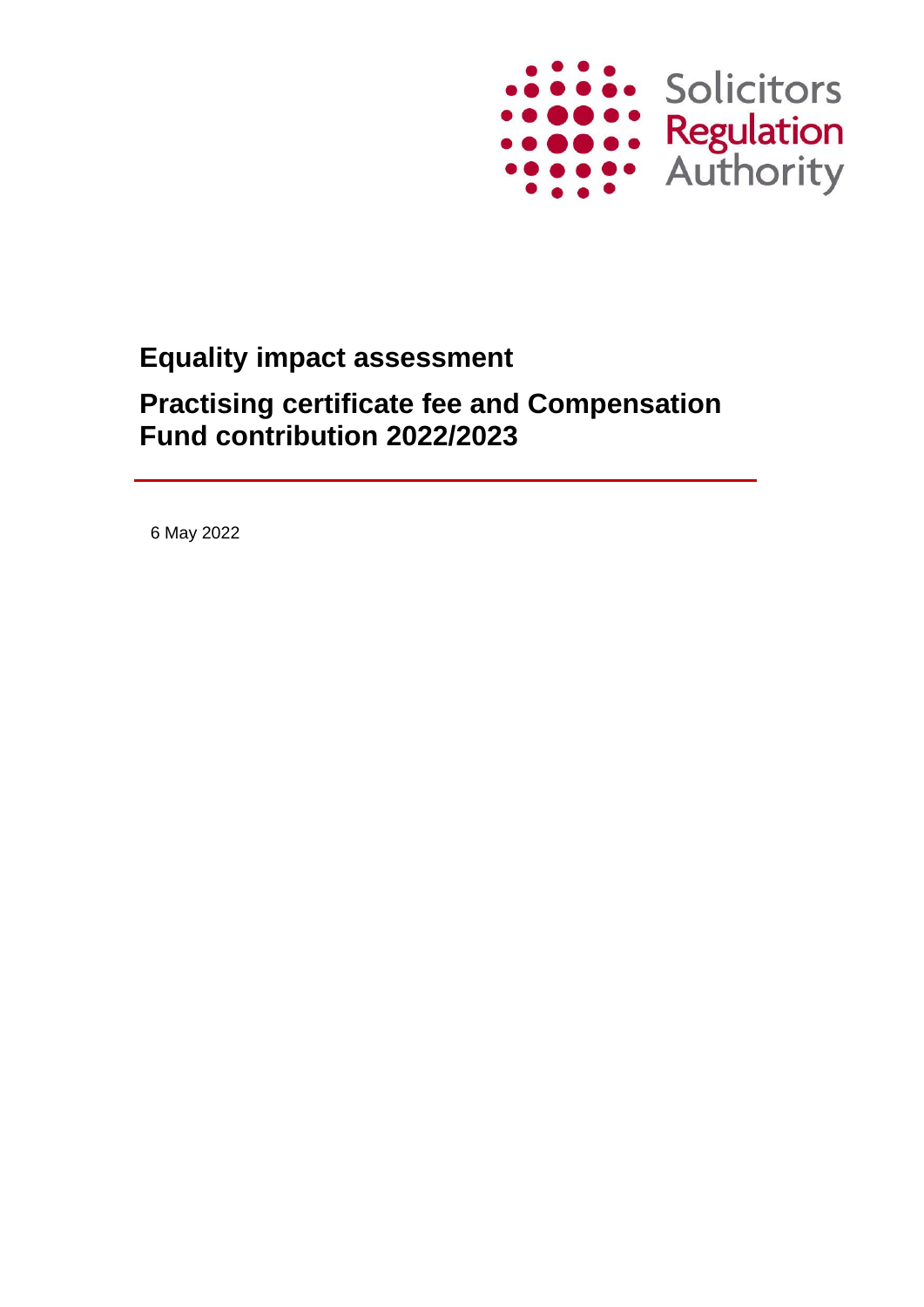Solicitors Regulation Authority

# Equality impact assessment

## Practising certificate fee and Compensation Fund contribution 2022/2023

6 May 2022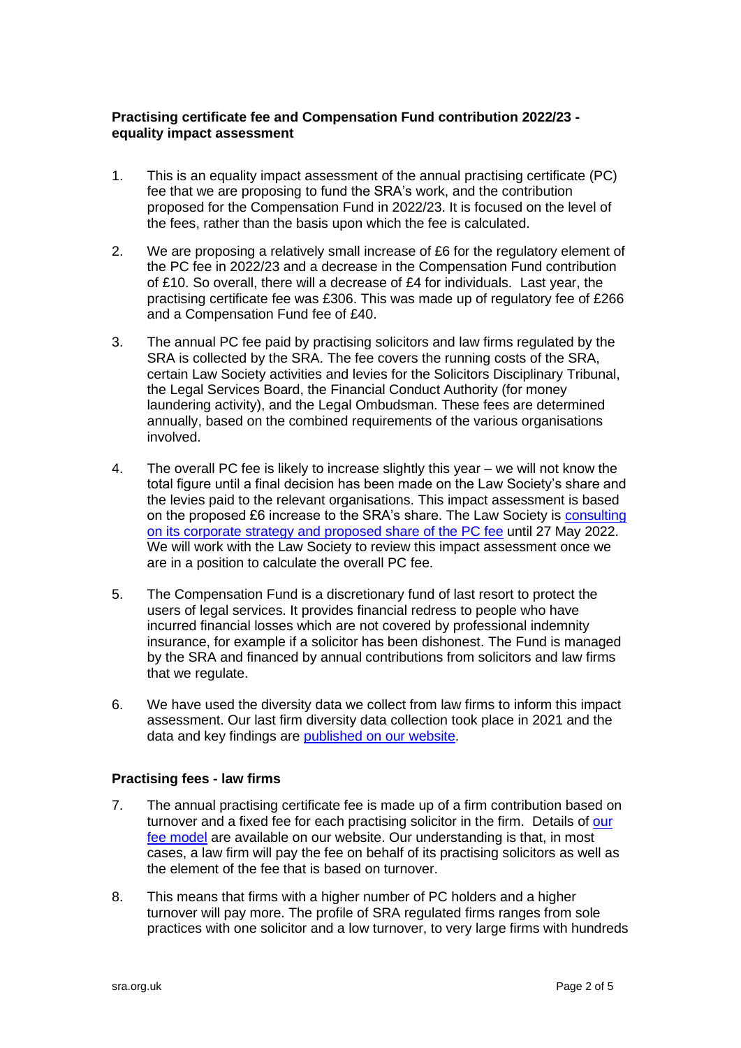**Practising certificate fee and Compensation Fund contribution 2022/23 - equality impact assessment**

1. This is an equality impact assessment of the annual practising certificate (PC) fee that we are proposing to fund the SRA's work, and the contribution proposed for the Compensation Fund in 2022/23. It is focused on the level of the fees, rather than the basis upon which the fee is calculated.

2. We are proposing a relatively small increase of £6 for the regulatory element of the PC fee in 2022/23 and a decrease in the Compensation Fund contribution of £10. So overall, there will a decrease of £4 for individuals. Last year, the practising certificate fee was £306. This was made up of regulatory fee of £266 and a Compensation Fund fee of £40.

3. The annual PC fee paid by practising solicitors and law firms regulated by the SRA is collected by the SRA. The fee covers the running costs of the SRA, certain Law Society activities and levies for the Solicitors Disciplinary Tribunal, the Legal Services Board, the Financial Conduct Authority (for money laundering activity), and the Legal Ombudsman. These fees are determined annually, based on the combined requirements of the various organisations involved.

4. The overall PC fee is likely to increase slightly this year – we will not know the total figure until a final decision has been made on the Law Society's share and the levies paid to the relevant organisations. This impact assessment is based on the proposed £6 increase to the SRA's share. The Law Society is consulting on its corporate strategy and proposed share of the PC fee until 27 May 2022. We will work with the Law Society to review this impact assessment once we are in a position to calculate the overall PC fee.

5. The Compensation Fund is a discretionary fund of last resort to protect the users of legal services. It provides financial redress to people who have incurred financial losses which are not covered by professional indemnity insurance, for example if a solicitor has been dishonest. The Fund is managed by the SRA and financed by annual contributions from solicitors and law firms that we regulate.

6. We have used the diversity data we collect from law firms to inform this impact assessment. Our last firm diversity data collection took place in 2021 and the data and key findings are published on our website.

**Practising fees - law firms**

7. The annual practising certificate fee is made up of a firm contribution based on turnover and a fixed fee for each practising solicitor in the firm. Details of our fee model are available on our website. Our understanding is that, in most cases, a law firm will pay the fee on behalf of its practising solicitors as well as the element of the fee that is based on turnover.

8. This means that firms with a higher number of PC holders and a higher turnover will pay more. The profile of SRA regulated firms ranges from sole practices with one solicitor and a low turnover, to very large firms with hundreds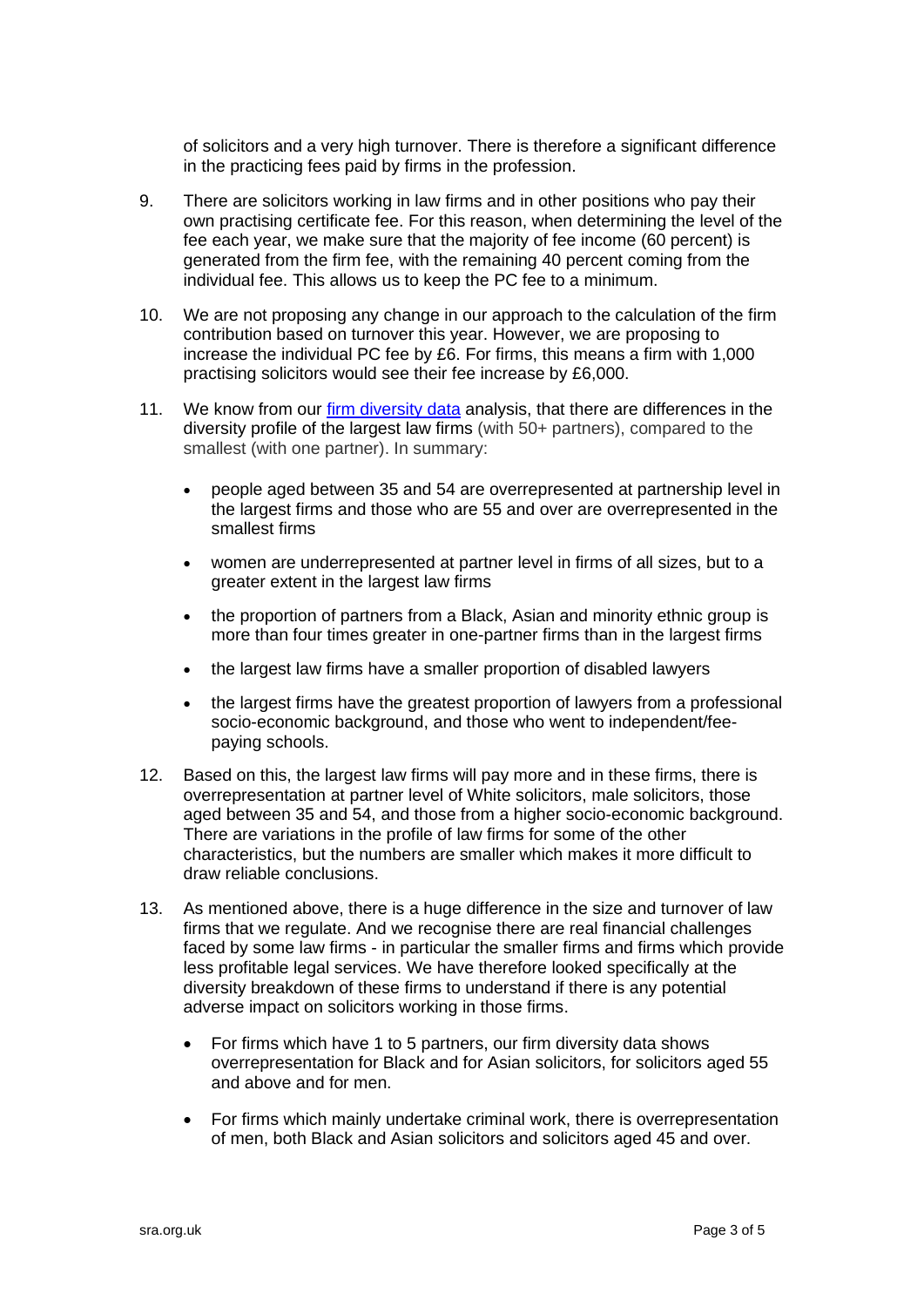of solicitors and a very high turnover. There is therefore a significant difference in the practicing fees paid by firms in the profession.

9. There are solicitors working in law firms and in other positions who pay their own practising certificate fee. For this reason, when determining the level of the fee each year, we make sure that the majority of fee income (60 percent) is generated from the firm fee, with the remaining 40 percent coming from the individual fee. This allows us to keep the PC fee to a minimum.

10. We are not proposing any change in our approach to the calculation of the firm contribution based on turnover this year. However, we are proposing to increase the individual PC fee by £6. For firms, this means a firm with 1,000 practising solicitors would see their fee increase by £6,000.

11. We know from our firm diversity data analysis, that there are differences in the diversity profile of the largest law firms (with 50+ partners), compared to the smallest (with one partner). In summary:

    - people aged between 35 and 54 are overrepresented at partnership level in the largest firms and those who are 55 and over are overrepresented in the smallest firms
    - women are underrepresented at partner level in firms of all sizes, but to a greater extent in the largest law firms
    - the proportion of partners from a Black, Asian and minority ethnic group is more than four times greater in one-partner firms than in the largest firms
    - the largest law firms have a smaller proportion of disabled lawyers
    - the largest firms have the greatest proportion of lawyers from a professional socio-economic background, and those who went to independent/fee-paying schools.

12. Based on this, the largest law firms will pay more and in these firms, there is overrepresentation at partner level of White solicitors, male solicitors, those aged between 35 and 54, and those from a higher socio-economic background. There are variations in the profile of law firms for some of the other characteristics, but the numbers are smaller which makes it more difficult to draw reliable conclusions.

13. As mentioned above, there is a huge difference in the size and turnover of law firms that we regulate. And we recognise there are real financial challenges faced by some law firms - in particular the smaller firms and firms which provide less profitable legal services. We have therefore looked specifically at the diversity breakdown of these firms to understand if there is any potential adverse impact on solicitors working in those firms.

    - For firms which have 1 to 5 partners, our firm diversity data shows overrepresentation for Black and for Asian solicitors, for solicitors aged 55 and above and for men.
    - For firms which mainly undertake criminal work, there is overrepresentation of men, both Black and Asian solicitors and solicitors aged 45 and over.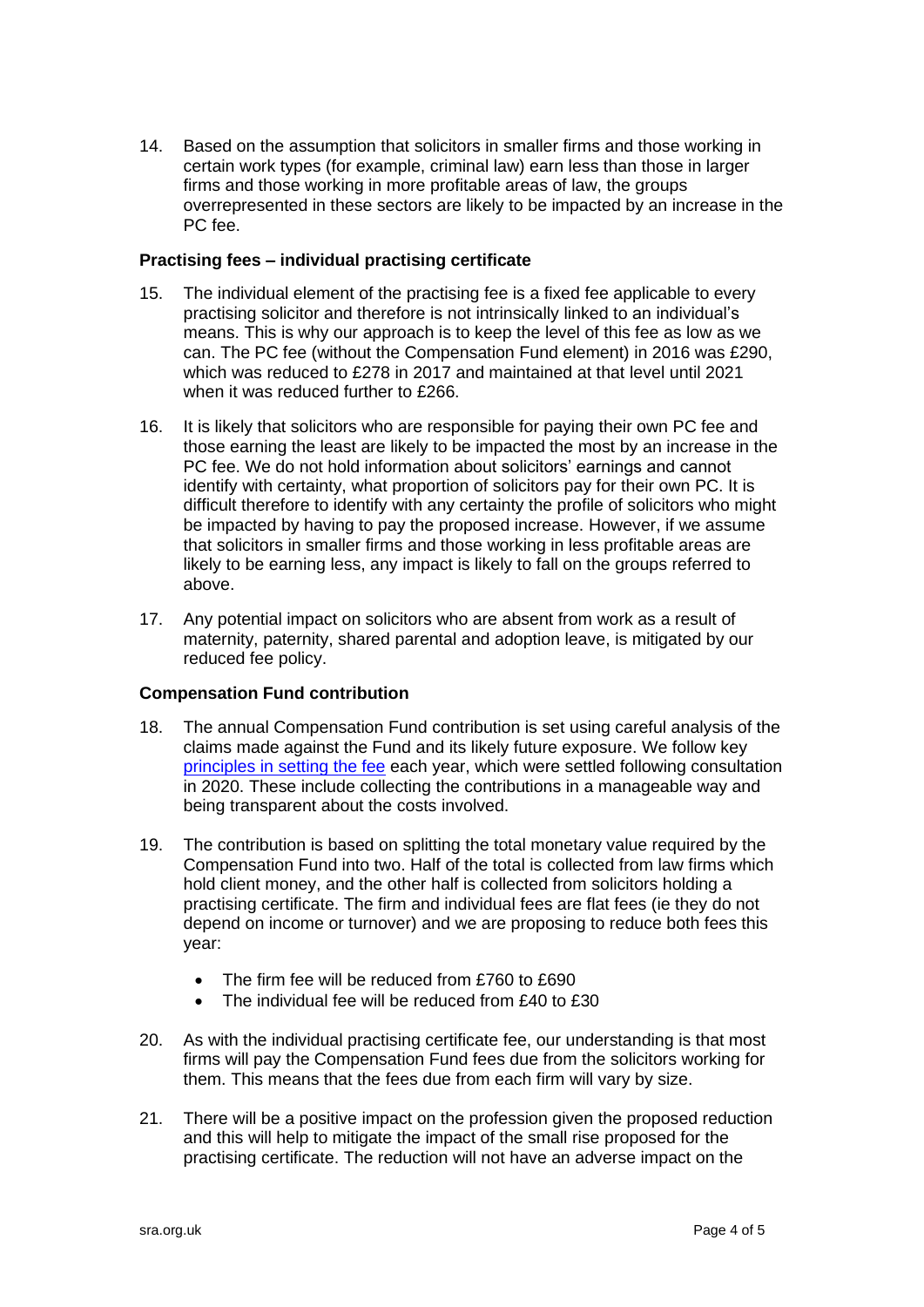14. Based on the assumption that solicitors in smaller firms and those working in certain work types (for example, criminal law) earn less than those in larger firms and those working in more profitable areas of law, the groups overrepresented in these sectors are likely to be impacted by an increase in the PC fee.

**Practising fees – individual practising certificate**

15. The individual element of the practising fee is a fixed fee applicable to every practising solicitor and therefore is not intrinsically linked to an individual's means. This is why our approach is to keep the level of this fee as low as we can. The PC fee (without the Compensation Fund element) in 2016 was £290, which was reduced to £278 in 2017 and maintained at that level until 2021 when it was reduced further to £266.

16. It is likely that solicitors who are responsible for paying their own PC fee and those earning the least are likely to be impacted the most by an increase in the PC fee. We do not hold information about solicitors' earnings and cannot identify with certainty, what proportion of solicitors pay for their own PC. It is difficult therefore to identify with any certainty the profile of solicitors who might be impacted by having to pay the proposed increase. However, if we assume that solicitors in smaller firms and those working in less profitable areas are likely to be earning less, any impact is likely to fall on the groups referred to above.

17. Any potential impact on solicitors who are absent from work as a result of maternity, paternity, shared parental and adoption leave, is mitigated by our reduced fee policy.

**Compensation Fund contribution**

18. The annual Compensation Fund contribution is set using careful analysis of the claims made against the Fund and its likely future exposure. We follow key principles in setting the fee each year, which were settled following consultation in 2020. These include collecting the contributions in a manageable way and being transparent about the costs involved.

19. The contribution is based on splitting the total monetary value required by the Compensation Fund into two. Half of the total is collected from law firms which hold client money, and the other half is collected from solicitors holding a practising certificate. The firm and individual fees are flat fees (ie they do not depend on income or turnover) and we are proposing to reduce both fees this year:

    - The firm fee will be reduced from £760 to £690
    - The individual fee will be reduced from £40 to £30

20. As with the individual practising certificate fee, our understanding is that most firms will pay the Compensation Fund fees due from the solicitors working for them. This means that the fees due from each firm will vary by size.

21. There will be a positive impact on the profession given the proposed reduction and this will help to mitigate the impact of the small rise proposed for the practising certificate. The reduction will not have an adverse impact on the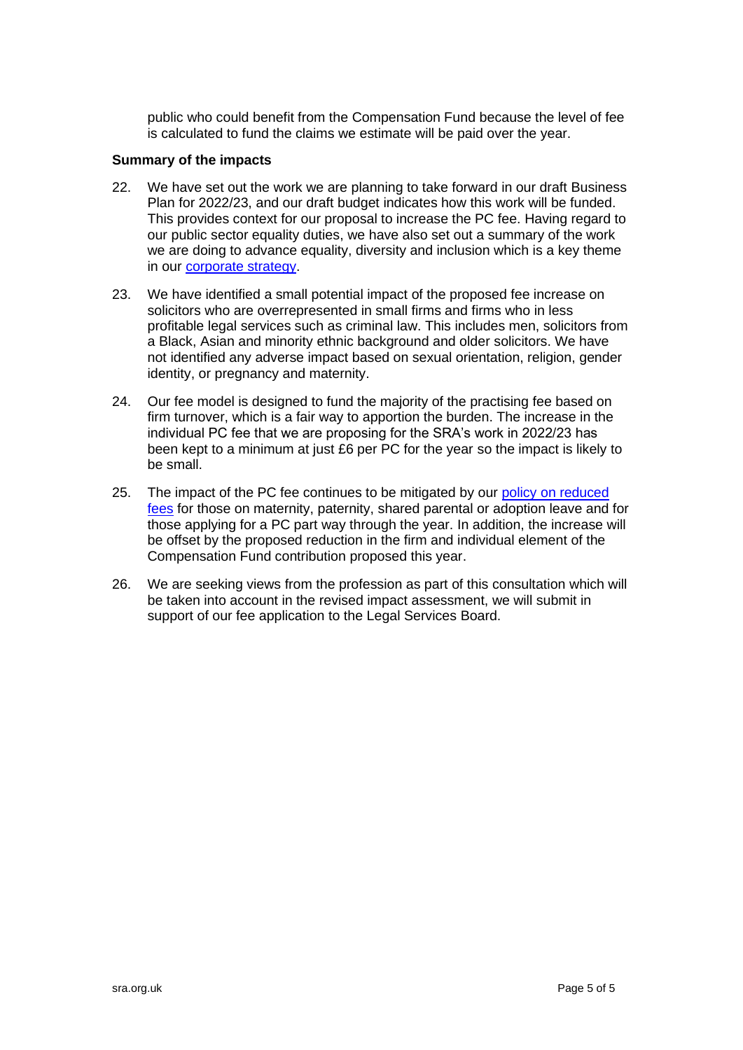public who could benefit from the Compensation Fund because the level of fee is calculated to fund the claims we estimate will be paid over the year.

**Summary of the impacts**

22. We have set out the work we are planning to take forward in our draft Business Plan for 2022/23, and our draft budget indicates how this work will be funded. This provides context for our proposal to increase the PC fee. Having regard to our public sector equality duties, we have also set out a summary of the work we are doing to advance equality, diversity and inclusion which is a key theme in our corporate strategy.

23. We have identified a small potential impact of the proposed fee increase on solicitors who are overrepresented in small firms and firms who in less profitable legal services such as criminal law. This includes men, solicitors from a Black, Asian and minority ethnic background and older solicitors. We have not identified any adverse impact based on sexual orientation, religion, gender identity, or pregnancy and maternity.

24. Our fee model is designed to fund the majority of the practising fee based on firm turnover, which is a fair way to apportion the burden. The increase in the individual PC fee that we are proposing for the SRA's work in 2022/23 has been kept to a minimum at just £6 per PC for the year so the impact is likely to be small.

25. The impact of the PC fee continues to be mitigated by our policy on reduced fees for those on maternity, paternity, shared parental or adoption leave and for those applying for a PC part way through the year. In addition, the increase will be offset by the proposed reduction in the firm and individual element of the Compensation Fund contribution proposed this year.

26. We are seeking views from the profession as part of this consultation which will be taken into account in the revised impact assessment, we will submit in support of our fee application to the Legal Services Board.